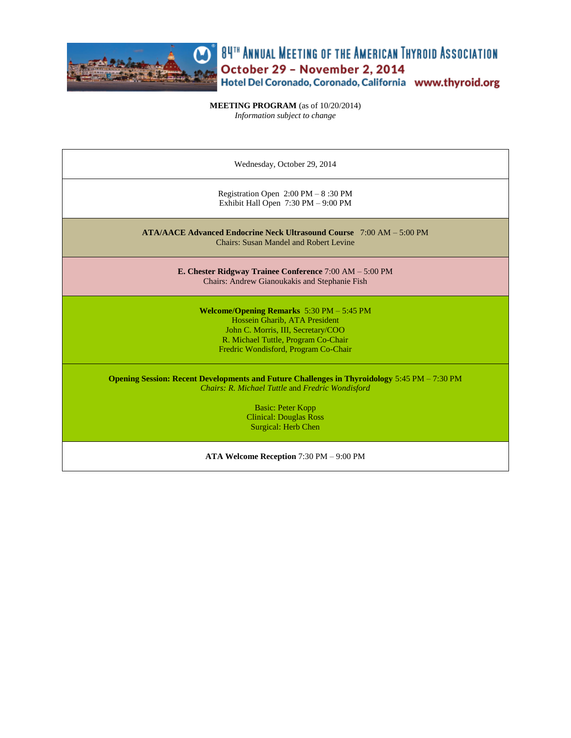# 84TH ANNUAL MEETING OF THE AMERICAN THYROID ASSOCIATION

**October 29 – November 2, 2014**

**Hotel Del Coronado, Coronado, California www.thyroid.org**

**MEETING PROGRAM** (as of 10/20/2014)
*Information subject to change*

---

Wednesday, October 29, 2014

---

Registration Open 2:00 PM – 8 :30 PM
Exhibit Hall Open 7:30 PM – 9:00 PM

---

**ATA/AACE Advanced Endocrine Neck Ultrasound Course** 7:00 AM – 5:00 PM
Chairs: Susan Mandel and Robert Levine

---

**E. Chester Ridgway Trainee Conference** 7:00 AM – 5:00 PM
Chairs: Andrew Gianoukakis and Stephanie Fish

---

**Welcome/Opening Remarks** 5:30 PM – 5:45 PM
Hossein Gharib, ATA President
John C. Morris, III, Secretary/COO
R. Michael Tuttle, Program Co-Chair
Fredric Wondisford, Program Co-Chair

---

**Opening Session: Recent Developments and Future Challenges in Thyroidology** 5:45 PM – 7:30 PM
*Chairs: R. Michael Tuttle* and *Fredric Wondisford*

Basic: Peter Kopp
Clinical: Douglas Ross
Surgical: Herb Chen

---

**ATA Welcome Reception** 7:30 PM – 9:00 PM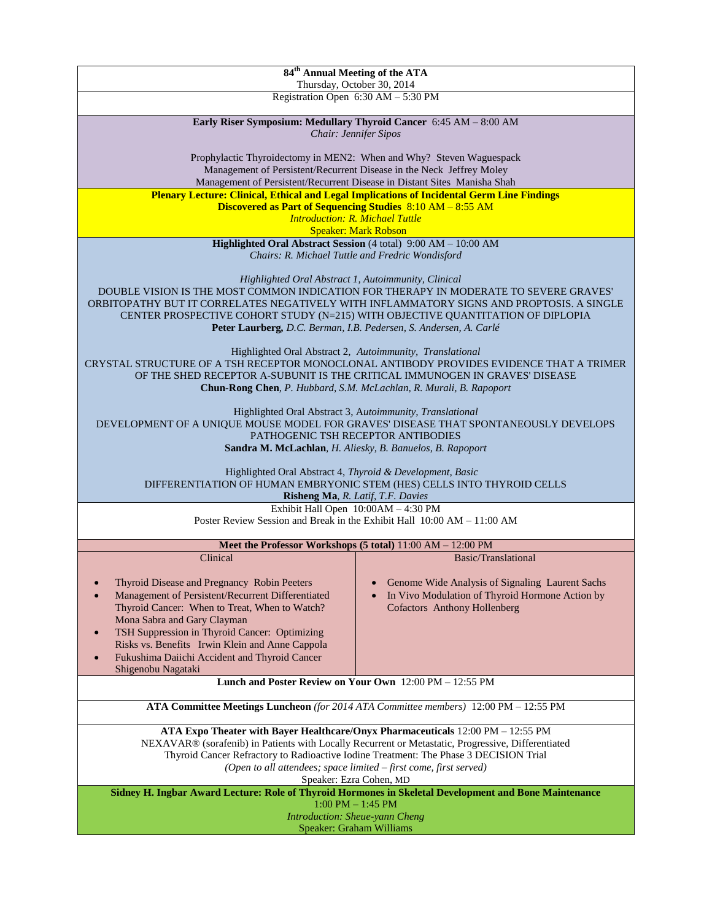**84th Annual Meeting of the ATA**
Thursday, October 30, 2014

Registration Open 6:30 AM – 5:30 PM

**Early Riser Symposium: Medullary Thyroid Cancer** 6:45 AM – 8:00 AM
*Chair: Jennifer Sipos*

Prophylactic Thyroidectomy in MEN2: When and Why? Steven Waguespack
Management of Persistent/Recurrent Disease in the Neck Jeffrey Moley
Management of Persistent/Recurrent Disease in Distant Sites Manisha Shah

**Plenary Lecture: Clinical, Ethical and Legal Implications of Incidental Germ Line Findings Discovered as Part of Sequencing Studies** 8:10 AM – 8:55 AM
*Introduction: R. Michael Tuttle*
Speaker: Mark Robson

**Highlighted Oral Abstract Session** (4 total) 9:00 AM – 10:00 AM
*Chairs: R. Michael Tuttle and Fredric Wondisford*

*Highlighted Oral Abstract 1, Autoimmunity, Clinical*
DOUBLE VISION IS THE MOST COMMON INDICATION FOR THERAPY IN MODERATE TO SEVERE GRAVES' ORBITOPATHY BUT IT CORRELATES NEGATIVELY WITH INFLAMMATORY SIGNS AND PROPTOSIS. A SINGLE CENTER PROSPECTIVE COHORT STUDY (N=215) WITH OBJECTIVE QUANTITATION OF DIPLOPIA
**Peter Laurberg,** *D.C. Berman, I.B. Pedersen, S. Andersen, A. Carlé*

Highlighted Oral Abstract 2, *Autoimmunity, Translational*
CRYSTAL STRUCTURE OF A TSH RECEPTOR MONOCLONAL ANTIBODY PROVIDES EVIDENCE THAT A TRIMER OF THE SHED RECEPTOR A-SUBUNIT IS THE CRITICAL IMMUNOGEN IN GRAVES' DISEASE
**Chun-Rong Chen***, P. Hubbard, S.M. McLachlan, R. Murali, B. Rapoport*

Highlighted Oral Abstract 3, Autoimmunity, *Translational*
DEVELOPMENT OF A UNIQUE MOUSE MODEL FOR GRAVES' DISEASE THAT SPONTANEOUSLY DEVELOPS PATHOGENIC TSH RECEPTOR ANTIBODIES
**Sandra M. McLachlan***, H. Aliesky, B. Banuelos, B. Rapoport*

Highlighted Oral Abstract 4, *Thyroid & Development, Basic*
DIFFERENTIATION OF HUMAN EMBRYONIC STEM (HES) CELLS INTO THYROID CELLS
**Risheng Ma***, R. Latif, T.F. Davies*

Exhibit Hall Open 10:00AM – 4:30 PM
Poster Review Session and Break in the Exhibit Hall 10:00 AM – 11:00 AM

**Meet the Professor Workshops (5 total)** 11:00 AM – 12:00 PM

Clinical

- Thyroid Disease and Pregnancy Robin Peeters
- Management of Persistent/Recurrent Differentiated Thyroid Cancer: When to Treat, When to Watch? Mona Sabra and Gary Clayman
- TSH Suppression in Thyroid Cancer: Optimizing Risks vs. Benefits Irwin Klein and Anne Cappola
- Fukushima Daiichi Accident and Thyroid Cancer Shigenobu Nagataki

Basic/Translational

- Genome Wide Analysis of Signaling Laurent Sachs
- In Vivo Modulation of Thyroid Hormone Action by Cofactors Anthony Hollenberg

**Lunch and Poster Review on Your Own** 12:00 PM – 12:55 PM

**ATA Committee Meetings Luncheon** *(for 2014 ATA Committee members)* 12:00 PM – 12:55 PM

**ATA Expo Theater with Bayer Healthcare/Onyx Pharmaceuticals** 12:00 PM – 12:55 PM
NEXAVAR® (sorafenib) in Patients with Locally Recurrent or Metastatic, Progressive, Differentiated Thyroid Cancer Refractory to Radioactive Iodine Treatment: The Phase 3 DECISION Trial
*(Open to all attendees; space limited – first come, first served)*
Speaker: Ezra Cohen, MD

**Sidney H. Ingbar Award Lecture: Role of Thyroid Hormones in Skeletal Development and Bone Maintenance**
1:00 PM – 1:45 PM
*Introduction: Sheue-yann Cheng*
Speaker: Graham Williams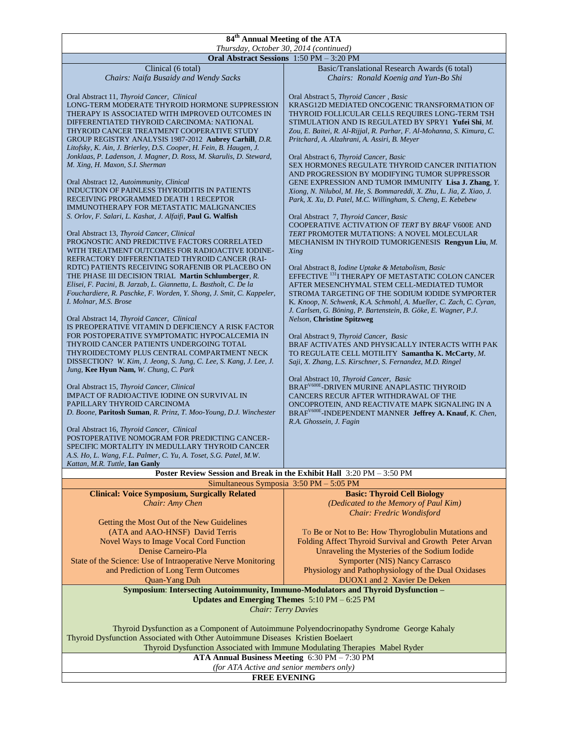# 84th Annual Meeting of the ATA

*Thursday, October 30, 2014 (continued)*

## Oral Abstract Sessions 1:50 PM – 3:20 PM

### Clinical (6 total)

*Chairs: Naifa Busaidy and Wendy Sacks*

Oral Abstract 11, *Thyroid Cancer, Clinical*
LONG-TERM MODERATE THYROID HORMONE SUPPRESSION THERAPY IS ASSOCIATED WITH IMPROVED OUTCOMES IN DIFFERENTIATED THYROID CARCINOMA: NATIONAL THYROID CANCER TREATMENT COOPERATIVE STUDY GROUP REGISTRY ANALYSIS 1987-2012 **Aubrey Carhill**, *D.R. Litofsky, K. Ain, J. Brierley, D.S. Cooper, H. Fein, B. Haugen, J. Jonklaas, P. Ladenson, J. Magner, D. Ross, M. Skarulis, D. Steward, M. Xing, H. Maxon, S.I. Sherman*

Oral Abstract 12, *Autoimmunity, Clinical*
INDUCTION OF PAINLESS THYROIDITIS IN PATIENTS RECEIVING PROGRAMMED DEATH 1 RECEPTOR IMMUNOTHERAPY FOR METASTATIC MALIGNANCIES *S. Orlov, F. Salari, L. Kashat, J. Alfaifi,* **Paul G. Walfish**

Oral Abstract 13, *Thyroid Cancer, Clinical*
PROGNOSTIC AND PREDICTIVE FACTORS CORRELATED WITH TREATMENT OUTCOMES FOR RADIOACTIVE IODINE-REFRACTORY DIFFERENTIATED THYROID CANCER (RAI-RDTC) PATIENTS RECEIVING SORAFENIB OR PLACEBO ON THE PHASE III DECISION TRIAL **Martin Schlumberger**, *R. Elisei, F. Pacini, B. Jarzab, L. Giannetta, L. Bastholt, C. De la Fouchardiere, R. Paschke, F. Worden, Y. Shong, J. Smit, C. Kappeler, I. Molnar, M.S. Brose*

Oral Abstract 14, *Thyroid Cancer, Clinical*
IS PREOPERATIVE VITAMIN D DEFICIENCY A RISK FACTOR FOR POSTOPERATIVE SYMPTOMATIC HYPOCALCEMIA IN THYROID CANCER PATIENTS UNDERGOING TOTAL THYROIDECTOMY PLUS CENTRAL COMPARTMENT NECK DISSECTION? *W. Kim, J. Jeong, S. Jung, C. Lee, S. Kang, J. Lee, J. Jung,* **Kee Hyun Nam**, *W. Chung, C. Park*

Oral Abstract 15, *Thyroid Cancer, Clinical*
IMPACT OF RADIOACTIVE IODINE ON SURVIVAL IN PAPILLARY THYROID CARCINOMA
*D. Boone,* **Paritosh Suman**, *R. Prinz, T. Moo-Young, D.J. Winchester*

Oral Abstract 16, *Thyroid Cancer, Clinical*
POSTOPERATIVE NOMOGRAM FOR PREDICTING CANCER-SPECIFIC MORTALITY IN MEDULLARY THYROID CANCER
*A.S. Ho, L. Wang, F.L. Palmer, C. Yu, A. Toset, S.G. Patel, M.W. Kattan, M.R. Tuttle,* **Ian Ganly**

### Basic/Translational Research Awards (6 total)

*Chairs: Ronald Koenig and Yun-Bo Shi*

Oral Abstract 5, *Thyroid Cancer , Basic*
KRASG12D MEDIATED ONCOGENIC TRANSFORMATION OF THYROID FOLLICULAR CELLS REQUIRES LONG-TERM TSH STIMULATION AND IS REGULATED BY SPRY1 **Yufei Shi**, *M. Zou, E. Baitei, R. Al-Rijjal, R. Parhar, F. Al-Mohanna, S. Kimura, C. Pritchard, A. Alzahrani, A. Assiri, B. Meyer*

Oral Abstract 6, *Thyroid Cancer, Basic*
SEX HORMONES REGULATE THYROID CANCER INITIATION AND PROGRESSION BY MODIFYING TUMOR SUPPRESSOR GENE EXPRESSION AND TUMOR IMMUNITY **Lisa J. Zhang**, *Y. Xiong, N. Nilubol, M. He, S. Bommareddi, X. Zhu, L. Jia, Z. Xiao, J. Park, X. Xu, D. Patel, M.C. Willingham, S. Cheng, E. Kebebew*

Oral Abstract 7, *Thyroid Cancer, Basic*
COOPERATIVE ACTIVATION OF *TERT* BY *BRAF* V600E AND *TERT* PROMOTER MUTATIONS: A NOVEL MOLECULAR MECHANISM IN THYROID TUMORIGENESIS **Rengyun Liu**, *M. Xing*

Oral Abstract 8, *Iodine Uptake & Metabolism, Basic*
EFFECTIVE $^{131}$I THERAPY OF METASTATIC COLON CANCER AFTER MESENCHYMAL STEM CELL-MEDIATED TUMOR STROMA TARGETING OF THE SODIUM IODIDE SYMPORTER *K. Knoop, N. Schwenk, K.A. Schmohl, A. Mueller, C. Zach, C. Cyran, J. Carlsen, G. Böning, P. Bartenstein, B. Göke, E. Wagner, P.J. Nelson,* **Christine Spitzweg**

Oral Abstract 9, *Thyroid Cancer, Basic*
BRAF ACTIVATES AND PHYSICALLY INTERACTS WITH PAK TO REGULATE CELL MOTILITY **Samantha K. McCarty**, *M. Saji, X. Zhang, L.S. Kirschner, S. Fernandez, M.D. Ringel*

Oral Abstract 10, *Thyroid Cancer, Basic*
BRAF$^{V600E}$-DRIVEN MURINE ANAPLASTIC THYROID CANCERS RECUR AFTER WITHDRAWAL OF THE ONCOPROTEIN, AND REACTIVATE MAPK SIGNALING IN A BRAF$^{V600E}$-INDEPENDENT MANNER **Jeffrey A. Knauf**, *K. Chen, R.A. Ghossein, J. Fagin*

## Poster Review Session and Break in the Exhibit Hall 3:20 PM – 3:50 PM

## Simultaneous Symposia 3:50 PM – 5:05 PM

### Clinical: Voice Symposium, Surgically Related

*Chair: Amy Chen*

Getting the Most Out of the New Guidelines (ATA and AAO-HNSF) David Terris
Novel Ways to Image Vocal Cord Function Denise Carneiro-Pla
State of the Science: Use of Intraoperative Nerve Monitoring and Prediction of Long Term Outcomes Quan-Yang Duh

### Basic: Thyroid Cell Biology

*(Dedicated to the Memory of Paul Kim)*
*Chair: Fredric Wondisford*

To Be or Not to Be: How Thyroglobulin Mutations and Folding Affect Thyroid Survival and Growth Peter Arvan
Unraveling the Mysteries of the Sodium Iodide Symporter (NIS) Nancy Carrasco
Physiology and Pathophysiology of the Dual Oxidases DUOX1 and 2 Xavier De Deken

## Symposium: Intersecting Autoimmunity, Immuno-Modulators and Thyroid Dysfunction – Updates and Emerging Themes 5:10 PM – 6:25 PM

*Chair: Terry Davies*

Thyroid Dysfunction as a Component of Autoimmune Polyendocrinopathy Syndrome George Kahaly
Thyroid Dysfunction Associated with Other Autoimmune Diseases Kristien Boelaert
Thyroid Dysfunction Associated with Immune Modulating Therapies Mabel Ryder

## ATA Annual Business Meeting 6:30 PM – 7:30 PM

*(for ATA Active and senior members only)*

## FREE EVENING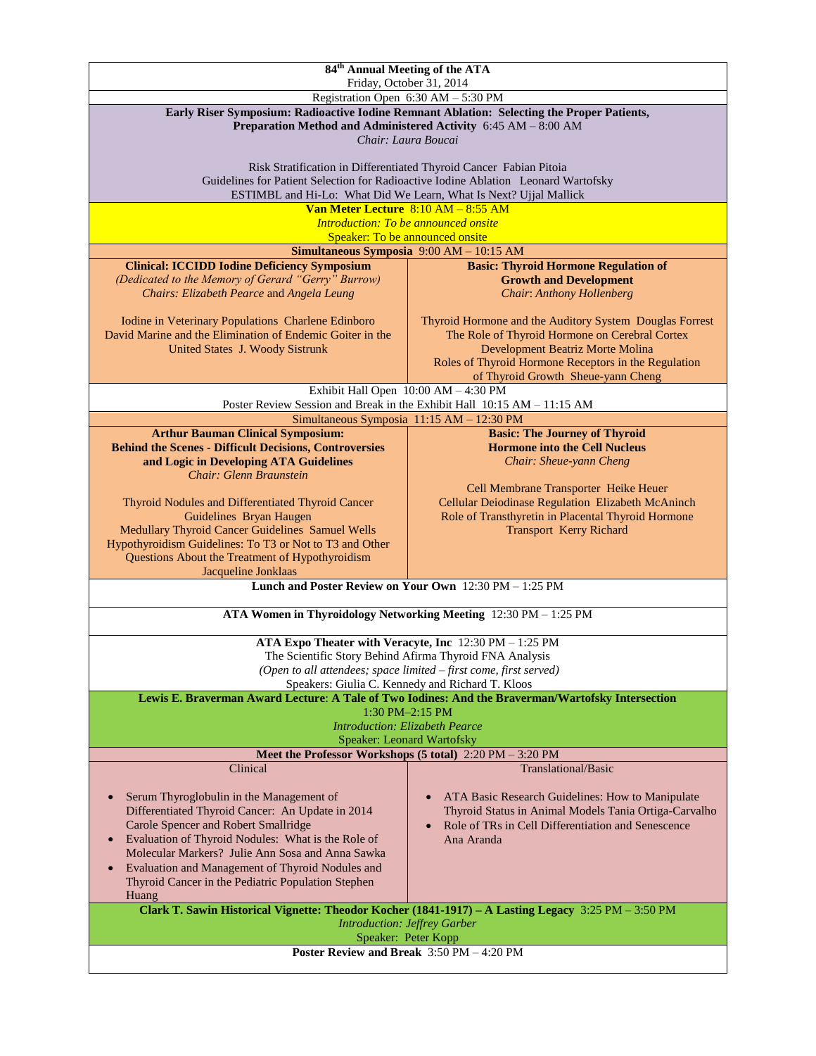**84th Annual Meeting of the ATA**
Friday, October 31, 2014

Registration Open 6:30 AM – 5:30 PM

**Early Riser Symposium: Radioactive Iodine Remnant Ablation: Selecting the Proper Patients, Preparation Method and Administered Activity** 6:45 AM – 8:00 AM
*Chair: Laura Boucai*

Risk Stratification in Differentiated Thyroid Cancer Fabian Pitoia
Guidelines for Patient Selection for Radioactive Iodine Ablation Leonard Wartofsky
ESTIMBL and Hi-Lo: What Did We Learn, What Is Next? Ujjal Mallick

**Van Meter Lecture** 8:10 AM – 8:55 AM
*Introduction: To be announced onsite*
Speaker: To be announced onsite

**Simultaneous Symposia** 9:00 AM – 10:15 AM

| **Clinical: ICCIDD Iodine Deficiency Symposium** | **Basic: Thyroid Hormone Regulation of Growth and Development** |
|---|---|
| *(Dedicated to the Memory of Gerard "Gerry" Burrow)*<br>*Chairs: Elizabeth Pearce and Angela Leung* | *Chair: Anthony Hollenberg* |
| Iodine in Veterinary Populations Charlene Edinboro<br>David Marine and the Elimination of Endemic Goiter in the United States J. Woody Sistrunk | Thyroid Hormone and the Auditory System Douglas Forrest<br>The Role of Thyroid Hormone on Cerebral Cortex Development Beatriz Morte Molina<br>Roles of Thyroid Hormone Receptors in the Regulation of Thyroid Growth Sheue-yann Cheng |

Exhibit Hall Open 10:00 AM – 4:30 PM
Poster Review Session and Break in the Exhibit Hall 10:15 AM – 11:15 AM

Simultaneous Symposia 11:15 AM – 12:30 PM

| **Arthur Bauman Clinical Symposium: Behind the Scenes - Difficult Decisions, Controversies and Logic in Developing ATA Guidelines** | **Basic: The Journey of Thyroid Hormone into the Cell Nucleus** |
|---|---|
| *Chair: Glenn Braunstein* | *Chair: Sheue-yann Cheng* |
| Thyroid Nodules and Differentiated Thyroid Cancer Guidelines Bryan Haugen<br>Medullary Thyroid Cancer Guidelines Samuel Wells<br>Hypothyroidism Guidelines: To T3 or Not to T3 and Other Questions About the Treatment of Hypothyroidism Jacqueline Jonklaas | Cell Membrane Transporter Heike Heuer<br>Cellular Deiodinase Regulation Elizabeth McAninch<br>Role of Transthyretin in Placental Thyroid Hormone Transport Kerry Richard |

**Lunch and Poster Review on Your Own** 12:30 PM – 1:25 PM

**ATA Women in Thyroidology Networking Meeting** 12:30 PM – 1:25 PM

**ATA Expo Theater with Veracyte, Inc** 12:30 PM – 1:25 PM
The Scientific Story Behind Afirma Thyroid FNA Analysis
*(Open to all attendees; space limited – first come, first served)*
Speakers: Giulia C. Kennedy and Richard T. Kloos

**Lewis E. Braverman Award Lecture**: **A Tale of Two Iodines: And the Braverman/Wartofsky Intersection**
1:30 PM–2:15 PM
*Introduction: Elizabeth Pearce*
Speaker: Leonard Wartofsky

**Meet the Professor Workshops (5 total)** 2:20 PM – 3:20 PM

| Clinical | Translational/Basic |
|---|---|
| • Serum Thyroglobulin in the Management of Differentiated Thyroid Cancer: An Update in 2014 Carole Spencer and Robert Smallridge<br>• Evaluation of Thyroid Nodules: What is the Role of Molecular Markers? Julie Ann Sosa and Anna Sawka<br>• Evaluation and Management of Thyroid Nodules and Thyroid Cancer in the Pediatric Population Stephen Huang | • ATA Basic Research Guidelines: How to Manipulate Thyroid Status in Animal Models Tania Ortiga-Carvalho<br>• Role of TRs in Cell Differentiation and Senescence Ana Aranda |

**Clark T. Sawin Historical Vignette: Theodor Kocher (1841-1917) – A Lasting Legacy** 3:25 PM – 3:50 PM
*Introduction: Jeffrey Garber*
Speaker: Peter Kopp

**Poster Review and Break** 3:50 PM – 4:20 PM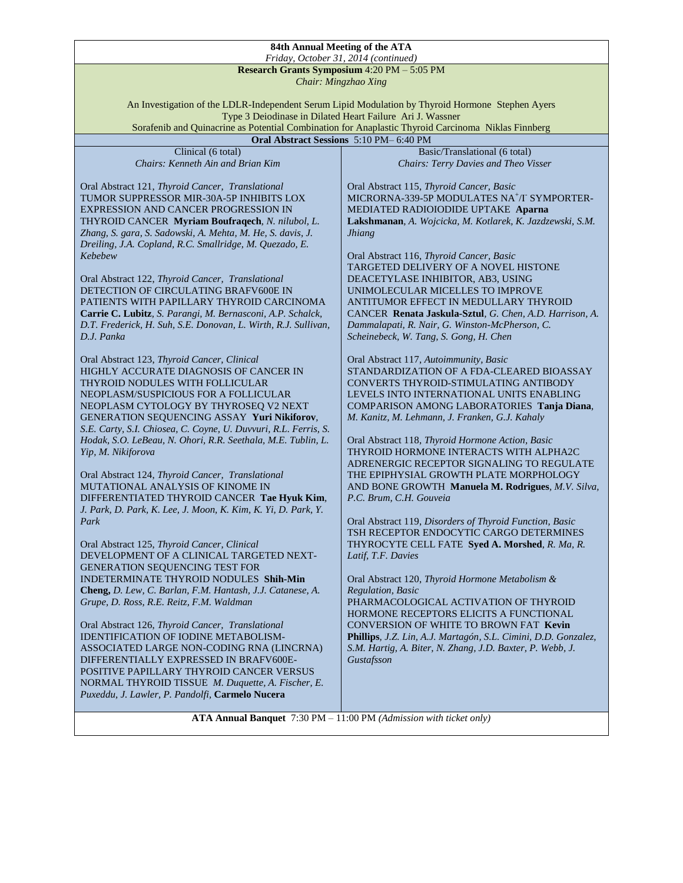**84th Annual Meeting of the ATA**

*Friday, October 31, 2014 (continued)*

**Research Grants Symposium** 4:20 PM – 5:05 PM

*Chair: Mingzhao Xing*

An Investigation of the LDLR-Independent Serum Lipid Modulation by Thyroid Hormone Stephen Ayers

Type 3 Deiodinase in Dilated Heart Failure Ari J. Wassner

Sorafenib and Quinacrine as Potential Combination for Anaplastic Thyroid Carcinoma Niklas Finnberg

**Oral Abstract Sessions** 5:10 PM– 6:40 PM

Clinical (6 total)

*Chairs: Kenneth Ain and Brian Kim*

Oral Abstract 121, *Thyroid Cancer, Translational*
TUMOR SUPPRESSOR MIR-30A-5P INHIBITS LOX EXPRESSION AND CANCER PROGRESSION IN THYROID CANCER **Myriam Boufraqech**, *N. nilubol, L. Zhang, S. gara, S. Sadowski, A. Mehta, M. He, S. davis, J. Dreiling, J.A. Copland, R.C. Smallridge, M. Quezado, E. Kebebew*

Oral Abstract 122, *Thyroid Cancer, Translational*
DETECTION OF CIRCULATING BRAFV600E IN PATIENTS WITH PAPILLARY THYROID CARCINOMA **Carrie C. Lubitz**, *S. Parangi, M. Bernasconi, A.P. Schalck, D.T. Frederick, H. Suh, S.E. Donovan, L. Wirth, R.J. Sullivan, D.J. Panka*

Oral Abstract 123, *Thyroid Cancer, Clinical*
HIGHLY ACCURATE DIAGNOSIS OF CANCER IN THYROID NODULES WITH FOLLICULAR NEOPLASM/SUSPICIOUS FOR A FOLLICULAR NEOPLASM CYTOLOGY BY THYROSEQ V2 NEXT GENERATION SEQUENCING ASSAY **Yuri Nikiforov**, *S.E. Carty, S.I. Chiosea, C. Coyne, U. Duvvuri, R.L. Ferris, S. Hodak, S.O. LeBeau, N. Ohori, R.R. Seethala, M.E. Tublin, L. Yip, M. Nikiforova*

Oral Abstract 124, *Thyroid Cancer, Translational*
MUTATIONAL ANALYSIS OF KINOME IN DIFFERENTIATED THYROID CANCER **Tae Hyuk Kim**, *J. Park, D. Park, K. Lee, J. Moon, K. Kim, K. Yi, D. Park, Y. Park*

Oral Abstract 125, *Thyroid Cancer, Clinical*
DEVELOPMENT OF A CLINICAL TARGETED NEXT-GENERATION SEQUENCING TEST FOR INDETERMINATE THYROID NODULES **Shih-Min Cheng,** *D. Lew, C. Barlan, F.M. Hantash, J.J. Catanese, A. Grupe, D. Ross, R.E. Reitz, F.M. Waldman*

Oral Abstract 126, *Thyroid Cancer, Translational*
IDENTIFICATION OF IODINE METABOLISM-ASSOCIATED LARGE NON-CODING RNA (LINCRNA) DIFFERENTIALLY EXPRESSED IN BRAFV600E-POSITIVE PAPILLARY THYROID CANCER VERSUS NORMAL THYROID TISSUE *M. Duquette, A. Fischer, E. Puxeddu, J. Lawler, P. Pandolfi,* **Carmelo Nucera**

Basic/Translational (6 total)

*Chairs: Terry Davies and Theo Visser*

Oral Abstract 115, *Thyroid Cancer, Basic*
MICRORNA-339-5P MODULATES $NA^{+}/I^{-}$ SYMPORTER-MEDIATED RADIOIODIDE UPTAKE **Aparna Lakshmanan**, *A. Wojcicka, M. Kotlarek, K. Jazdzewski, S.M. Jhiang*

Oral Abstract 116, *Thyroid Cancer, Basic*
TARGETED DELIVERY OF A NOVEL HISTONE DEACETYLASE INHIBITOR, AB3, USING UNIMOLECULAR MICELLES TO IMPROVE ANTITUMOR EFFECT IN MEDULLARY THYROID CANCER **Renata Jaskula-Sztul**, *G. Chen, A.D. Harrison, A. Dammalapati, R. Nair, G. Winston-McPherson, C. Scheinebeck, W. Tang, S. Gong, H. Chen*

Oral Abstract 117, *Autoimmunity, Basic*
STANDARDIZATION OF A FDA-CLEARED BIOASSAY CONVERTS THYROID-STIMULATING ANTIBODY LEVELS INTO INTERNATIONAL UNITS ENABLING COMPARISON AMONG LABORATORIES **Tanja Diana**, *M. Kanitz, M. Lehmann, J. Franken, G.J. Kahaly*

Oral Abstract 118, *Thyroid Hormone Action, Basic*
THYROID HORMONE INTERACTS WITH ALPHA2C ADRENERGIC RECEPTOR SIGNALING TO REGULATE THE EPIPHYSIAL GROWTH PLATE MORPHOLOGY AND BONE GROWTH **Manuela M. Rodrigues**, *M.V. Silva, P.C. Brum, C.H. Gouveia*

Oral Abstract 119, *Disorders of Thyroid Function, Basic*
TSH RECEPTOR ENDOCYTIC CARGO DETERMINES THYROCYTE CELL FATE **Syed A. Morshed**, *R. Ma, R. Latif, T.F. Davies*

Oral Abstract 120, *Thyroid Hormone Metabolism & Regulation, Basic*
PHARMACOLOGICAL ACTIVATION OF THYROID HORMONE RECEPTORS ELICITS A FUNCTIONAL CONVERSION OF WHITE TO BROWN FAT **Kevin Phillips**, *J.Z. Lin, A.J. Martagón, S.L. Cimini, D.D. Gonzalez, S.M. Hartig, A. Biter, N. Zhang, J.D. Baxter, P. Webb, J. Gustafsson*

**ATA Annual Banquet** 7:30 PM – 11:00 PM *(Admission with ticket only)*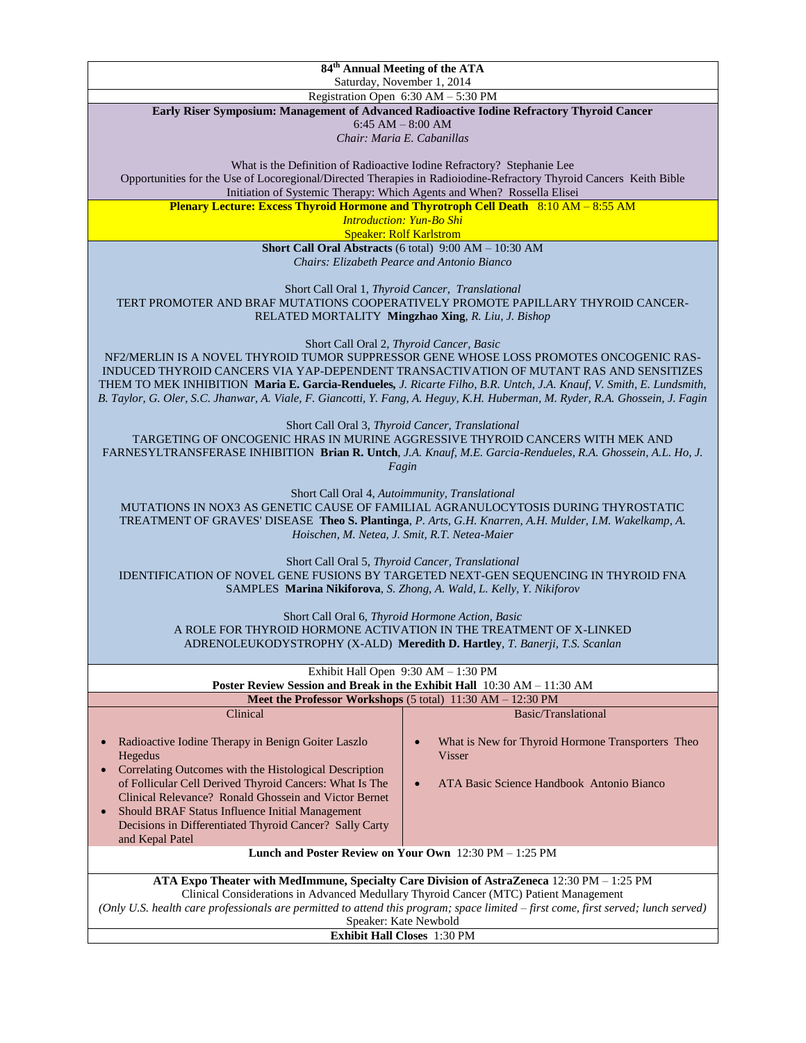# 84th Annual Meeting of the ATA

Saturday, November 1, 2014

Registration Open 6:30 AM – 5:30 PM

**Early Riser Symposium: Management of Advanced Radioactive Iodine Refractory Thyroid Cancer**

6:45 AM – 8:00 AM

*Chair: Maria E. Cabanillas*

What is the Definition of Radioactive Iodine Refractory? Stephanie Lee

Opportunities for the Use of Locoregional/Directed Therapies in Radioiodine-Refractory Thyroid Cancers Keith Bible

Initiation of Systemic Therapy: Which Agents and When? Rossella Elisei

**Plenary Lecture: Excess Thyroid Hormone and Thyrotroph Cell Death** 8:10 AM – 8:55 AM

*Introduction: Yun-Bo Shi*

Speaker: Rolf Karlstrom

**Short Call Oral Abstracts** (6 total) 9:00 AM – 10:30 AM

*Chairs: Elizabeth Pearce and Antonio Bianco*

Short Call Oral 1, *Thyroid Cancer, Translational*

TERT PROMOTER AND BRAF MUTATIONS COOPERATIVELY PROMOTE PAPILLARY THYROID CANCER-RELATED MORTALITY **Mingzhao Xing**, *R. Liu, J. Bishop*

Short Call Oral 2, *Thyroid Cancer, Basic*

NF2/MERLIN IS A NOVEL THYROID TUMOR SUPPRESSOR GENE WHOSE LOSS PROMOTES ONCOGENIC RAS-INDUCED THYROID CANCERS VIA YAP-DEPENDENT TRANSACTIVATION OF MUTANT RAS AND SENSITIZES THEM TO MEK INHIBITION **Maria E. Garcia-Rendueles,** *J. Ricarte Filho, B.R. Untch, J.A. Knauf, V. Smith, E. Lundsmith, B. Taylor, G. Oler, S.C. Jhanwar, A. Viale, F. Giancotti, Y. Fang, A. Heguy, K.H. Huberman, M. Ryder, R.A. Ghossein, J. Fagin*

Short Call Oral 3, *Thyroid Cancer, Translational*

TARGETING OF ONCOGENIC HRAS IN MURINE AGGRESSIVE THYROID CANCERS WITH MEK AND FARNESYLTRANSFERASE INHIBITION **Brian R. Untch**, *J.A. Knauf, M.E. Garcia-Rendueles, R.A. Ghossein, A.L. Ho, J. Fagin*

Short Call Oral 4, *Autoimmunity, Translational*

MUTATIONS IN NOX3 AS GENETIC CAUSE OF FAMILIAL AGRANULOCYTOSIS DURING THYROSTATIC TREATMENT OF GRAVES' DISEASE **Theo S. Plantinga**, *P. Arts, G.H. Knarren, A.H. Mulder, I.M. Wakelkamp, A. Hoischen, M. Netea, J. Smit, R.T. Netea-Maier*

Short Call Oral 5, *Thyroid Cancer, Translational*

IDENTIFICATION OF NOVEL GENE FUSIONS BY TARGETED NEXT-GEN SEQUENCING IN THYROID FNA SAMPLES **Marina Nikiforova**, *S. Zhong, A. Wald, L. Kelly, Y. Nikiforov*

Short Call Oral 6, *Thyroid Hormone Action, Basic*

A ROLE FOR THYROID HORMONE ACTIVATION IN THE TREATMENT OF X-LINKED ADRENOLEUKODYSTROPHY (X-ALD) **Meredith D. Hartley**, *T. Banerji, T.S. Scanlan*

Exhibit Hall Open 9:30 AM – 1:30 PM

**Poster Review Session and Break in the Exhibit Hall** 10:30 AM – 11:30 AM

**Meet the Professor Workshops** (5 total) 11:30 AM – 12:30 PM

Clinical

- Radioactive Iodine Therapy in Benign Goiter Laszlo Hegedus
- Correlating Outcomes with the Histological Description of Follicular Cell Derived Thyroid Cancers: What Is The Clinical Relevance? Ronald Ghossein and Victor Bernet
- Should BRAF Status Influence Initial Management Decisions in Differentiated Thyroid Cancer? Sally Carty and Kepal Patel

Basic/Translational

- What is New for Thyroid Hormone Transporters Theo Visser
- ATA Basic Science Handbook Antonio Bianco

**Lunch and Poster Review on Your Own** 12:30 PM – 1:25 PM

**ATA Expo Theater with MedImmune, Specialty Care Division of AstraZeneca** 12:30 PM – 1:25 PM

Clinical Considerations in Advanced Medullary Thyroid Cancer (MTC) Patient Management

*(Only U.S. health care professionals are permitted to attend this program; space limited – first come, first served; lunch served)*

Speaker: Kate Newbold

**Exhibit Hall Closes** 1:30 PM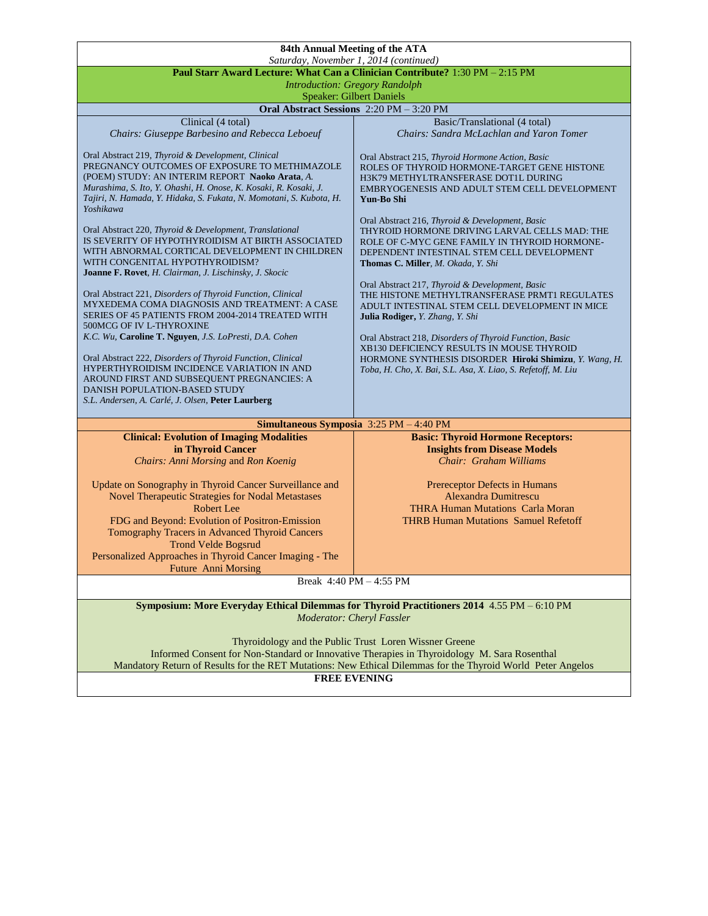# 84th Annual Meeting of the ATA

*Saturday, November 1, 2014 (continued)*

## Paul Starr Award Lecture: What Can a Clinician Contribute? 1:30 PM – 2:15 PM

*Introduction: Gregory Randolph*

Speaker: Gilbert Daniels

## Oral Abstract Sessions 2:20 PM – 3:20 PM

### Clinical (4 total)

*Chairs: Giuseppe Barbesino and Rebecca Leboeuf*

Oral Abstract 219, *Thyroid & Development, Clinical*
PREGNANCY OUTCOMES OF EXPOSURE TO METHIMAZOLE (POEM) STUDY: AN INTERIM REPORT **Naoko Arata**, *A. Murashima, S. Ito, Y. Ohashi, H. Onose, K. Kosaki, R. Kosaki, J. Tajiri, N. Hamada, Y. Hidaka, S. Fukata, N. Momotani, S. Kubota, H. Yoshikawa*

Oral Abstract 220, *Thyroid & Development, Translational*
IS SEVERITY OF HYPOTHYROIDISM AT BIRTH ASSOCIATED WITH ABNORMAL CORTICAL DEVELOPMENT IN CHILDREN WITH CONGENITAL HYPOTHYROIDISM?
**Joanne F. Rovet**, *H. Clairman, J. Lischinsky, J. Skocic*

Oral Abstract 221, *Disorders of Thyroid Function, Clinical*
MYXEDEMA COMA DIAGNOSIS AND TREATMENT: A CASE SERIES OF 45 PATIENTS FROM 2004-2014 TREATED WITH 500MCG OF IV L-THYROXINE
*K.C. Wu*, **Caroline T. Nguyen**, *J.S. LoPresti, D.A. Cohen*

Oral Abstract 222, *Disorders of Thyroid Function, Clinical*
HYPERTHYROIDISM INCIDENCE VARIATION IN AND AROUND FIRST AND SUBSEQUENT PREGNANCIES: A DANISH POPULATION-BASED STUDY
*S.L. Andersen, A. Carlé, J. Olsen*, **Peter Laurberg**

### Basic/Translational (4 total)

*Chairs: Sandra McLachlan and Yaron Tomer*

Oral Abstract 215, *Thyroid Hormone Action, Basic*
ROLES OF THYROID HORMONE-TARGET GENE HISTONE H3K79 METHYLTRANSFERASE DOT1L DURING EMBRYOGENESIS AND ADULT STEM CELL DEVELOPMENT
**Yun-Bo Shi**

Oral Abstract 216, *Thyroid & Development, Basic*
THYROID HORMONE DRIVING LARVAL CELLS MAD: THE ROLE OF C-MYC GENE FAMILY IN THYROID HORMONE-DEPENDENT INTESTINAL STEM CELL DEVELOPMENT
**Thomas C. Miller**, *M. Okada, Y. Shi*

Oral Abstract 217, *Thyroid & Development, Basic*
THE HISTONE METHYLTRANSFERASE PRMT1 REGULATES ADULT INTESTINAL STEM CELL DEVELOPMENT IN MICE
**Julia Rodiger,** *Y. Zhang, Y. Shi*

Oral Abstract 218, *Disorders of Thyroid Function, Basic*
XB130 DEFICIENCY RESULTS IN MOUSE THYROID HORMONE SYNTHESIS DISORDER **Hiroki Shimizu**, *Y. Wang, H. Toba, H. Cho, X. Bai, S.L. Asa, X. Liao, S. Refetoff, M. Liu*

## Simultaneous Symposia 3:25 PM – 4:40 PM

### Clinical: Evolution of Imaging Modalities in Thyroid Cancer

*Chairs: Anni Morsing* and *Ron Koenig*

Update on Sonography in Thyroid Cancer Surveillance and Novel Therapeutic Strategies for Nodal Metastases Robert Lee

FDG and Beyond: Evolution of Positron-Emission Tomography Tracers in Advanced Thyroid Cancers Trond Velde Bogsrud

Personalized Approaches in Thyroid Cancer Imaging - The Future Anni Morsing

### Basic: Thyroid Hormone Receptors: Insights from Disease Models

*Chair: Graham Williams*

Prereceptor Defects in Humans Alexandra Dumitrescu

THRA Human Mutations Carla Moran

THRB Human Mutations Samuel Refetoff

Break 4:40 PM – 4:55 PM

## Symposium: More Everyday Ethical Dilemmas for Thyroid Practitioners 2014 4.55 PM – 6:10 PM

*Moderator: Cheryl Fassler*

Thyroidology and the Public Trust Loren Wissner Greene

Informed Consent for Non-Standard or Innovative Therapies in Thyroidology M. Sara Rosenthal

Mandatory Return of Results for the RET Mutations: New Ethical Dilemmas for the Thyroid World Peter Angelos

**FREE EVENING**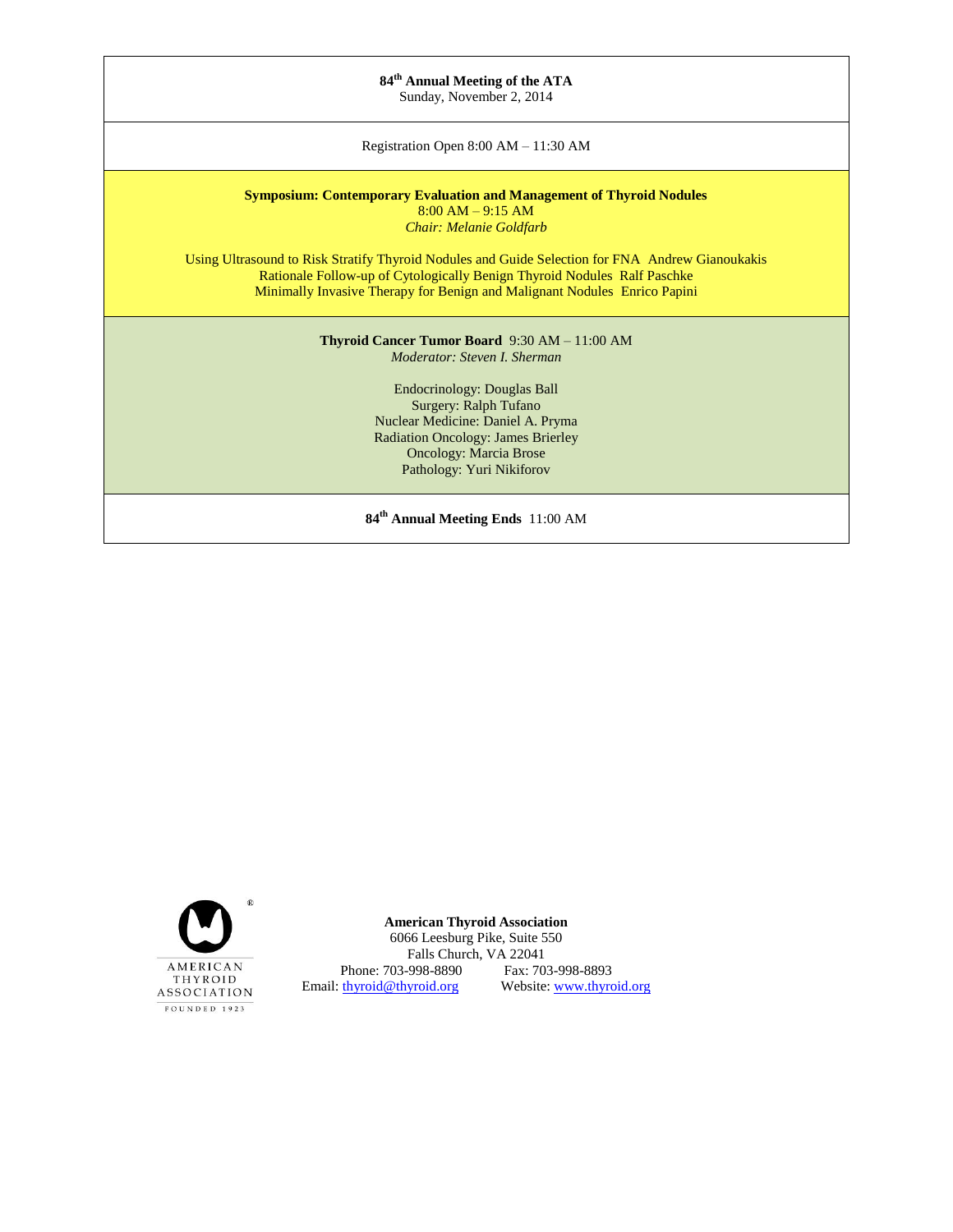**84th Annual Meeting of the ATA**
Sunday, November 2, 2014

Registration Open 8:00 AM – 11:30 AM

**Symposium: Contemporary Evaluation and Management of Thyroid Nodules**
8:00 AM – 9:15 AM
*Chair: Melanie Goldfarb*

Using Ultrasound to Risk Stratify Thyroid Nodules and Guide Selection for FNA  Andrew Gianoukakis
Rationale Follow-up of Cytologically Benign Thyroid Nodules  Ralf Paschke
Minimally Invasive Therapy for Benign and Malignant Nodules  Enrico Papini

**Thyroid Cancer Tumor Board**  9:30 AM – 11:00 AM
*Moderator: Steven I. Sherman*

Endocrinology: Douglas Ball
Surgery: Ralph Tufano
Nuclear Medicine: Daniel A. Pryma
Radiation Oncology: James Brierley
Oncology: Marcia Brose
Pathology: Yuri Nikiforov

**84th Annual Meeting Ends**  11:00 AM

AMERICAN THYROID ASSOCIATION
FOUNDED 1923

**American Thyroid Association**
6066 Leesburg Pike, Suite 550
Falls Church, VA 22041
Phone: 703-998-8890    Fax: 703-998-8893
Email: thyroid@thyroid.org    Website: www.thyroid.org